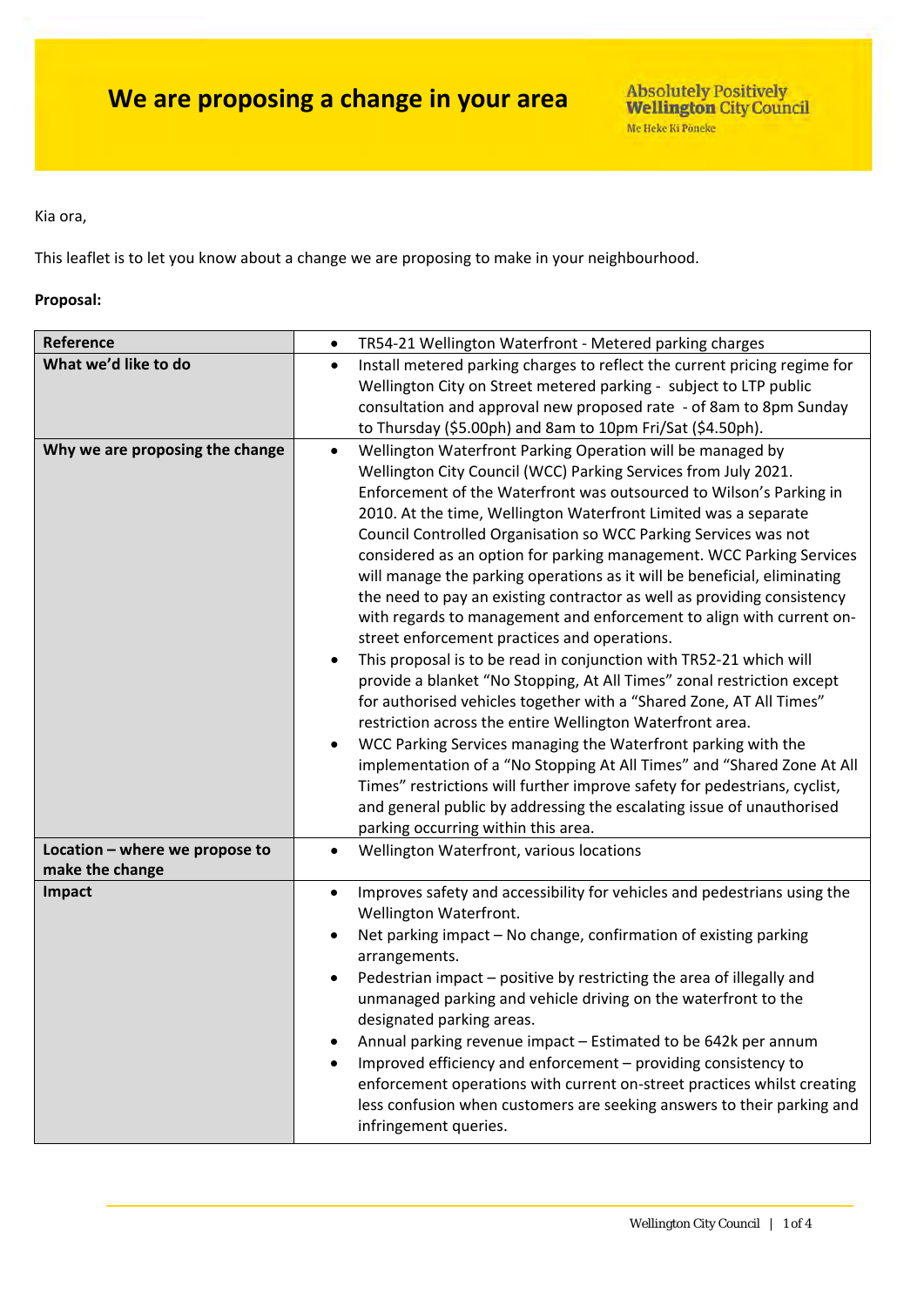# We are proposing a change in your area

Absolutely Positively **Wellington** City Council
Me Heke Ki Pōneke

Kia ora,

This leaflet is to let you know about a change we are proposing to make in your neighbourhood.

**Proposal:**

| **Reference** | • TR54-21 Wellington Waterfront - Metered parking charges |
|---|---|
| **What we'd like to do** | • Install metered parking charges to reflect the current pricing regime for Wellington City on Street metered parking - subject to LTP public consultation and approval new proposed rate - of 8am to 8pm Sunday to Thursday ($5.00ph) and 8am to 10pm Fri/Sat ($4.50ph). |
| **Why we are proposing the change** | • Wellington Waterfront Parking Operation will be managed by Wellington City Council (WCC) Parking Services from July 2021. Enforcement of the Waterfront was outsourced to Wilson's Parking in 2010. At the time, Wellington Waterfront Limited was a separate Council Controlled Organisation so WCC Parking Services was not considered as an option for parking management. WCC Parking Services will manage the parking operations as it will be beneficial, eliminating the need to pay an existing contractor as well as providing consistency with regards to management and enforcement to align with current on-street enforcement practices and operations.<br>• This proposal is to be read in conjunction with TR52-21 which will provide a blanket "No Stopping, At All Times" zonal restriction except for authorised vehicles together with a "Shared Zone, AT All Times" restriction across the entire Wellington Waterfront area.<br>• WCC Parking Services managing the Waterfront parking with the implementation of a "No Stopping At All Times" and "Shared Zone At All Times" restrictions will further improve safety for pedestrians, cyclist, and general public by addressing the escalating issue of unauthorised parking occurring within this area. |
| **Location – where we propose to make the change** | • Wellington Waterfront, various locations |
| **Impact** | • Improves safety and accessibility for vehicles and pedestrians using the Wellington Waterfront.<br>• Net parking impact – No change, confirmation of existing parking arrangements.<br>• Pedestrian impact – positive by restricting the area of illegally and unmanaged parking and vehicle driving on the waterfront to the designated parking areas.<br>• Annual parking revenue impact – Estimated to be 642k per annum<br>• Improved efficiency and enforcement – providing consistency to enforcement operations with current on-street practices whilst creating less confusion when customers are seeking answers to their parking and infringement queries. |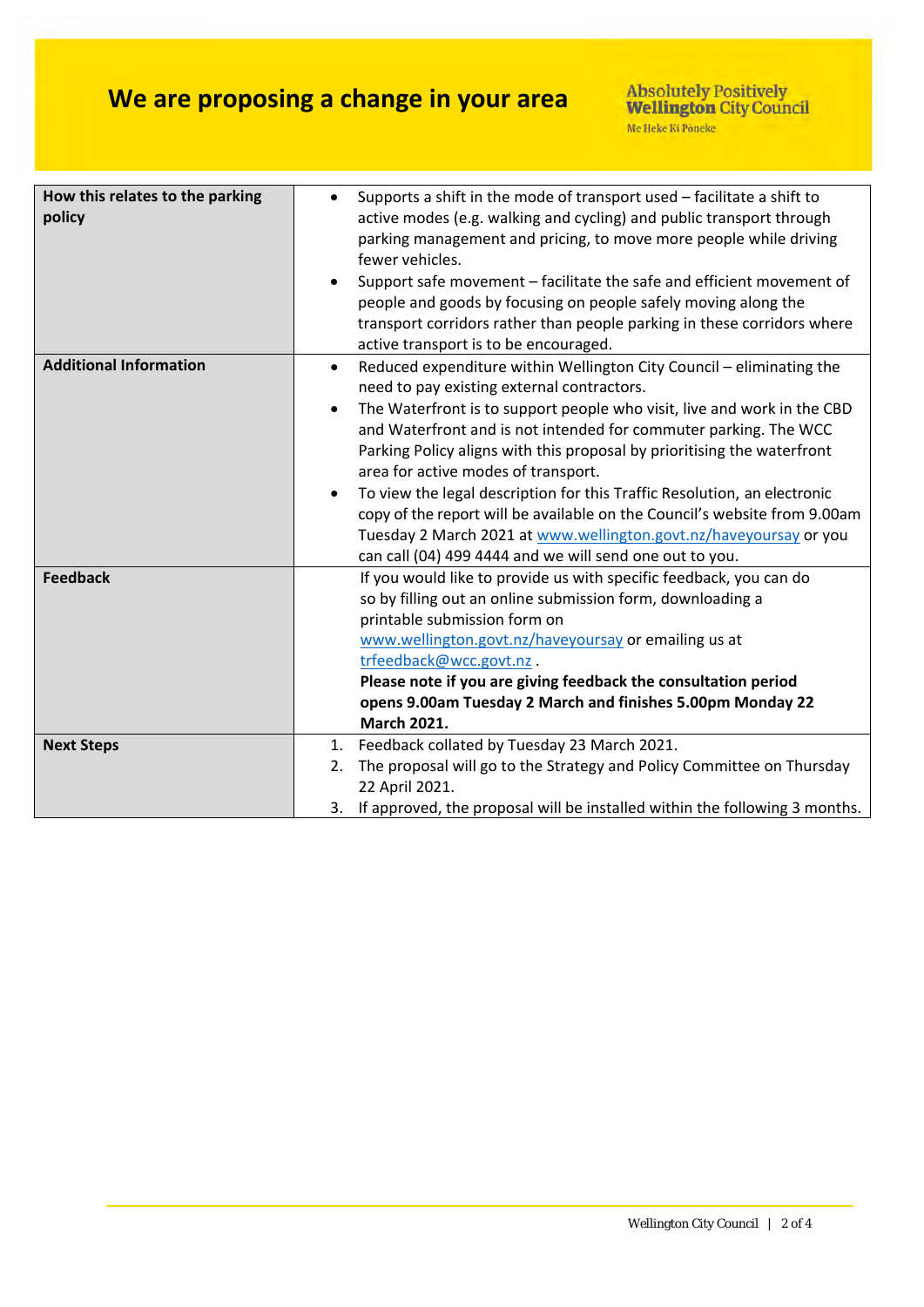# We are proposing a change in your area

| | |
|---|---|
| **How this relates to the parking policy** | • Supports a shift in the mode of transport used – facilitate a shift to active modes (e.g. walking and cycling) and public transport through parking management and pricing, to move more people while driving fewer vehicles.<br>• Support safe movement – facilitate the safe and efficient movement of people and goods by focusing on people safely moving along the transport corridors rather than people parking in these corridors where active transport is to be encouraged. |
| **Additional Information** | • Reduced expenditure within Wellington City Council – eliminating the need to pay existing external contractors.<br>• The Waterfront is to support people who visit, live and work in the CBD and Waterfront and is not intended for commuter parking. The WCC Parking Policy aligns with this proposal by prioritising the waterfront area for active modes of transport.<br>• To view the legal description for this Traffic Resolution, an electronic copy of the report will be available on the Council's website from 9.00am Tuesday 2 March 2021 at www.wellington.govt.nz/haveyoursay or you can call (04) 499 4444 and we will send one out to you. |
| **Feedback** | If you would like to provide us with specific feedback, you can do so by filling out an online submission form, downloading a printable submission form on www.wellington.govt.nz/haveyoursay or emailing us at trfeedback@wcc.govt.nz .<br>**Please note if you are giving feedback the consultation period opens 9.00am Tuesday 2 March and finishes 5.00pm Monday 22 March 2021.** |
| **Next Steps** | 1. Feedback collated by Tuesday 23 March 2021.<br>2. The proposal will go to the Strategy and Policy Committee on Thursday 22 April 2021.<br>3. If approved, the proposal will be installed within the following 3 months. |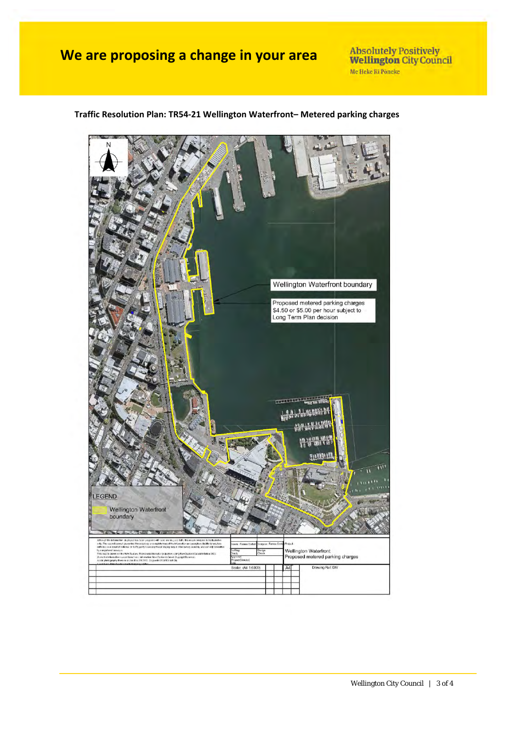# We are proposing a change in your area

Absolutely Positively **Wellington** City Council
Me Heke Ki Pōneke

**Traffic Resolution Plan: TR54-21 Wellington Waterfront– Metered parking charges**

Wellington Waterfront boundary

Proposed metered parking charges $4.50 or $5.00 per hour subject to Long Term Plan decision

LEGEND

Wellington Waterfront boundary

Wellington Waterfront
Proposed metered parking charges

Scale: (A4 1:6000)

A4

Drawing Ref: DIV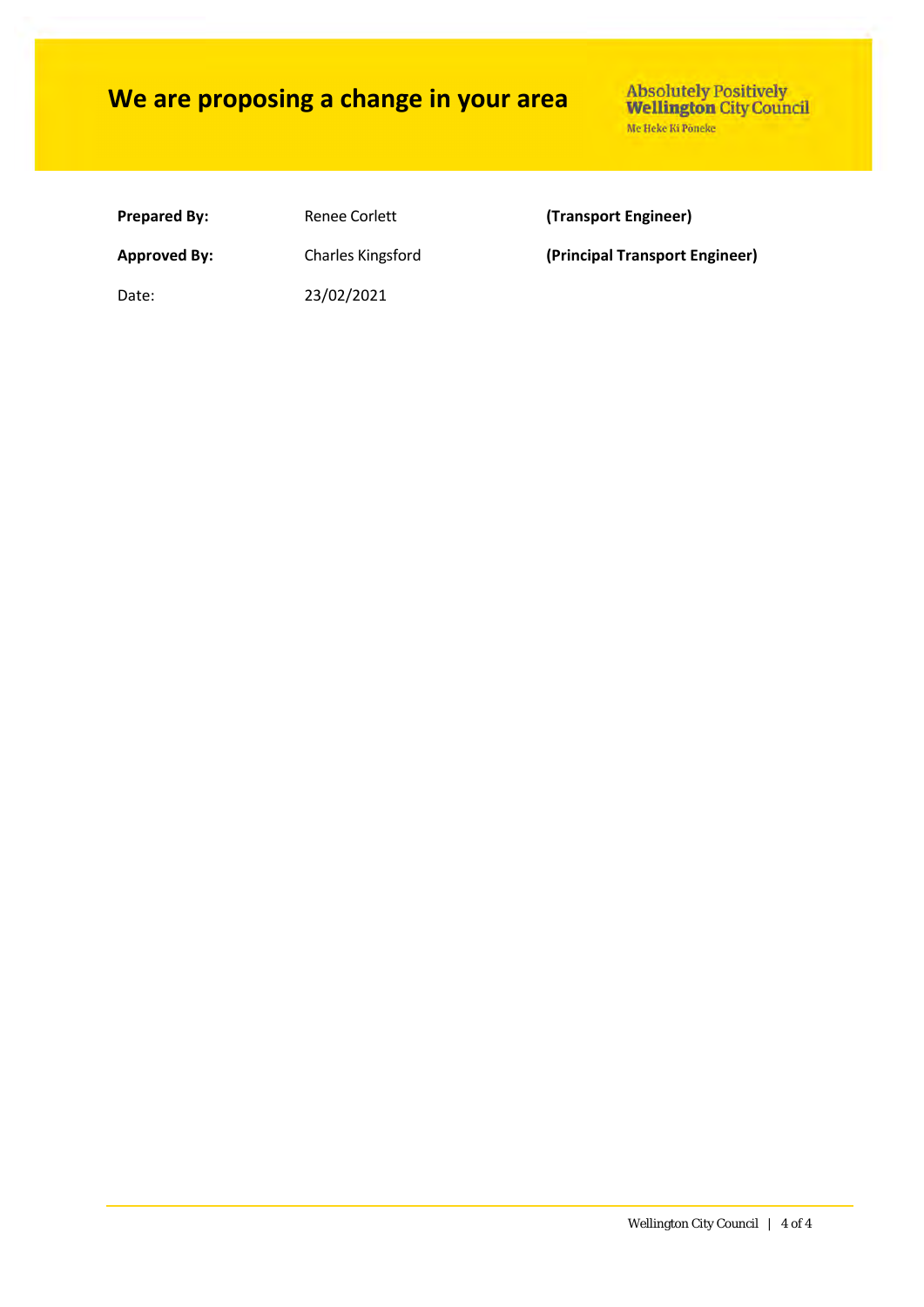# We are proposing a change in your area

Absolutely Positively **Wellington** City Council
Me Heke Ki Pōneke

| | | |
|---|---|---|
| **Prepared By:** | Renee Corlett | **(Transport Engineer)** |
| **Approved By:** | Charles Kingsford | **(Principal Transport Engineer)** |
| Date: | 23/02/2021 | |